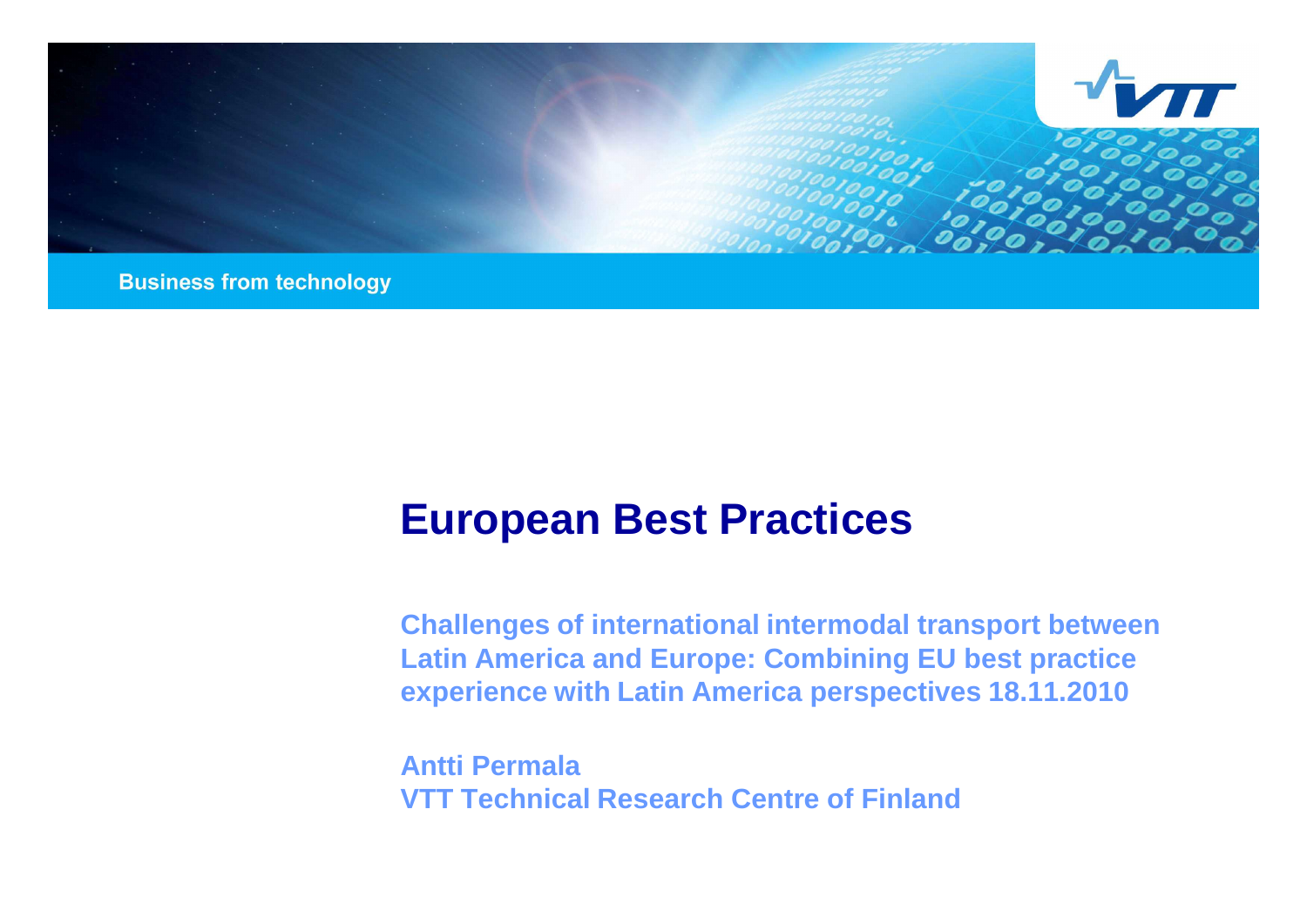Business from technology

# European Best Practices

**Challenges of international intermodal transport between Latin America and Europe: Combining EU best practice experience with Latin America perspectives 18.11.2010**

**Antti Permala**
**VTT Technical Research Centre of Finland**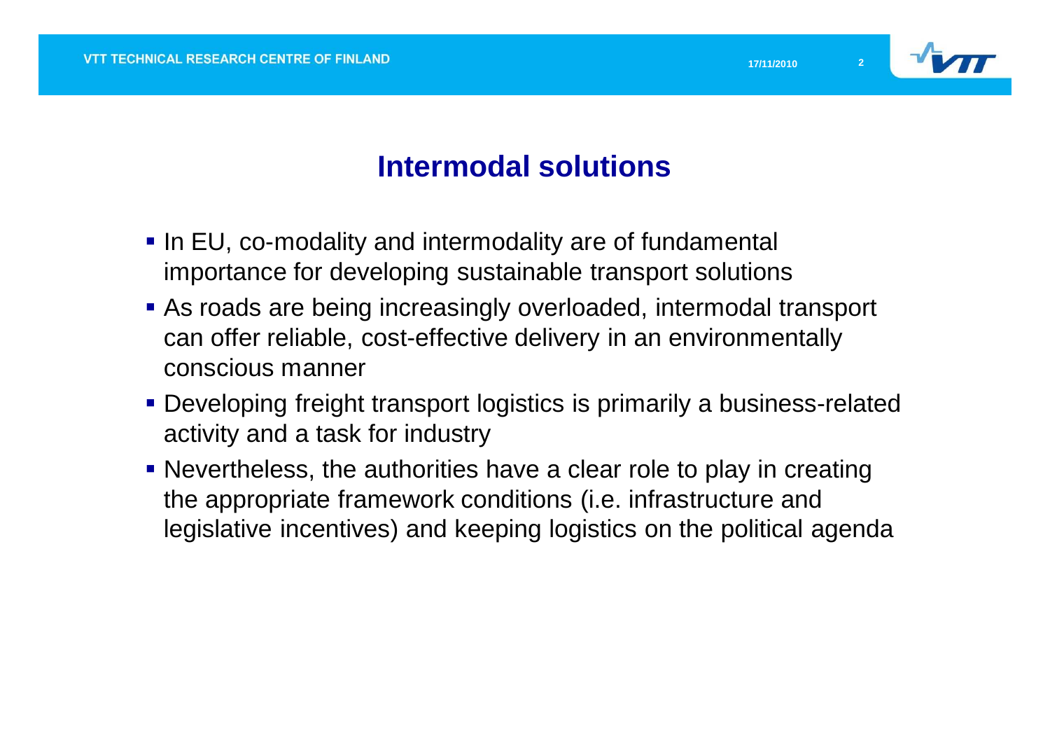# Intermodal solutions

- In EU, co-modality and intermodality are of fundamental importance for developing sustainable transport solutions
- As roads are being increasingly overloaded, intermodal transport can offer reliable, cost-effective delivery in an environmentally conscious manner
- Developing freight transport logistics is primarily a business-related activity and a task for industry
- Nevertheless, the authorities have a clear role to play in creating the appropriate framework conditions (i.e. infrastructure and legislative incentives) and keeping logistics on the political agenda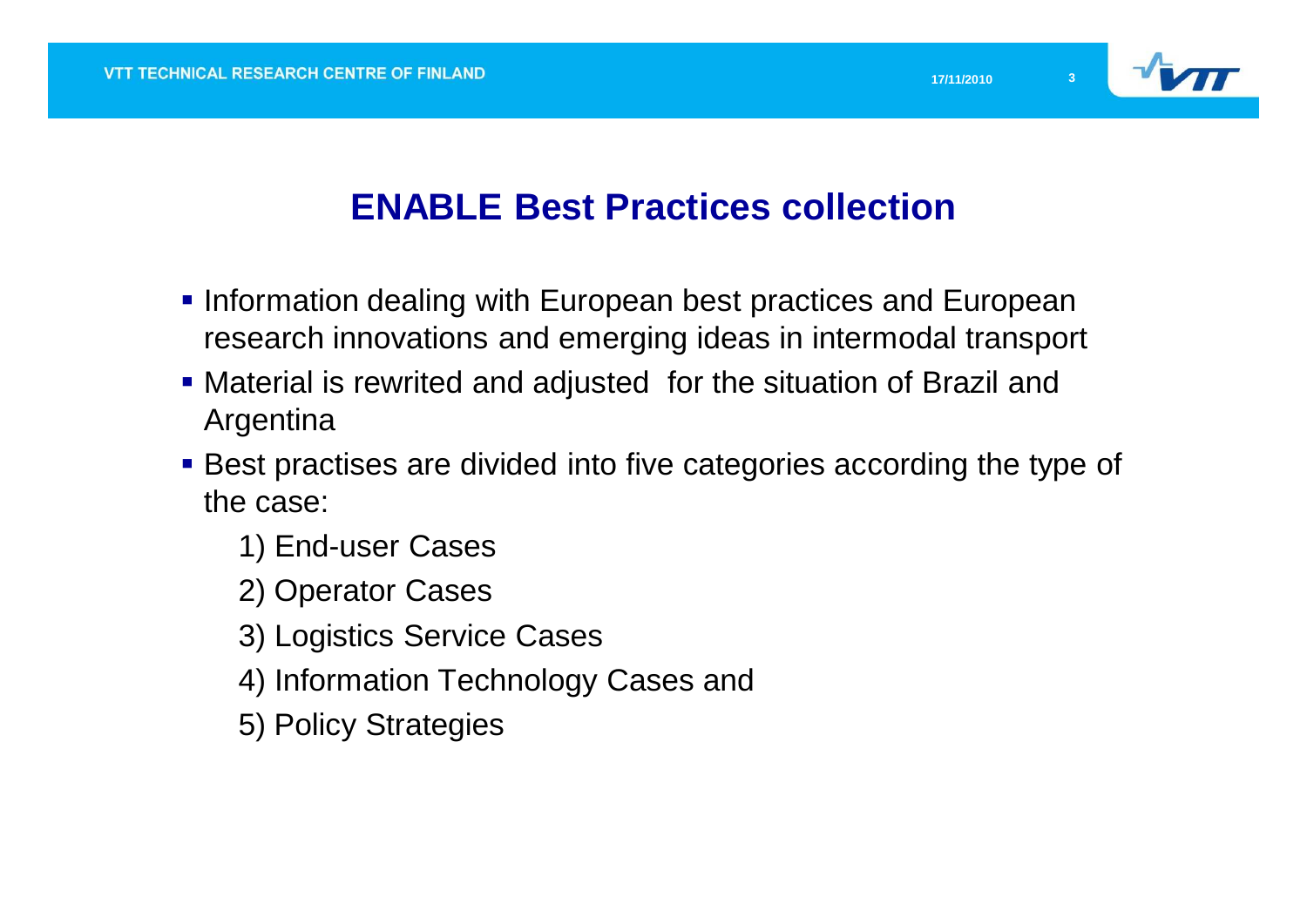# ENABLE Best Practices collection

- Information dealing with European best practices and European research innovations and emerging ideas in intermodal transport
- Material is rewrited and adjusted for the situation of Brazil and Argentina
- Best practises are divided into five categories according the type of the case:
  1) End-user Cases
  2) Operator Cases
  3) Logistics Service Cases
  4) Information Technology Cases and
  5) Policy Strategies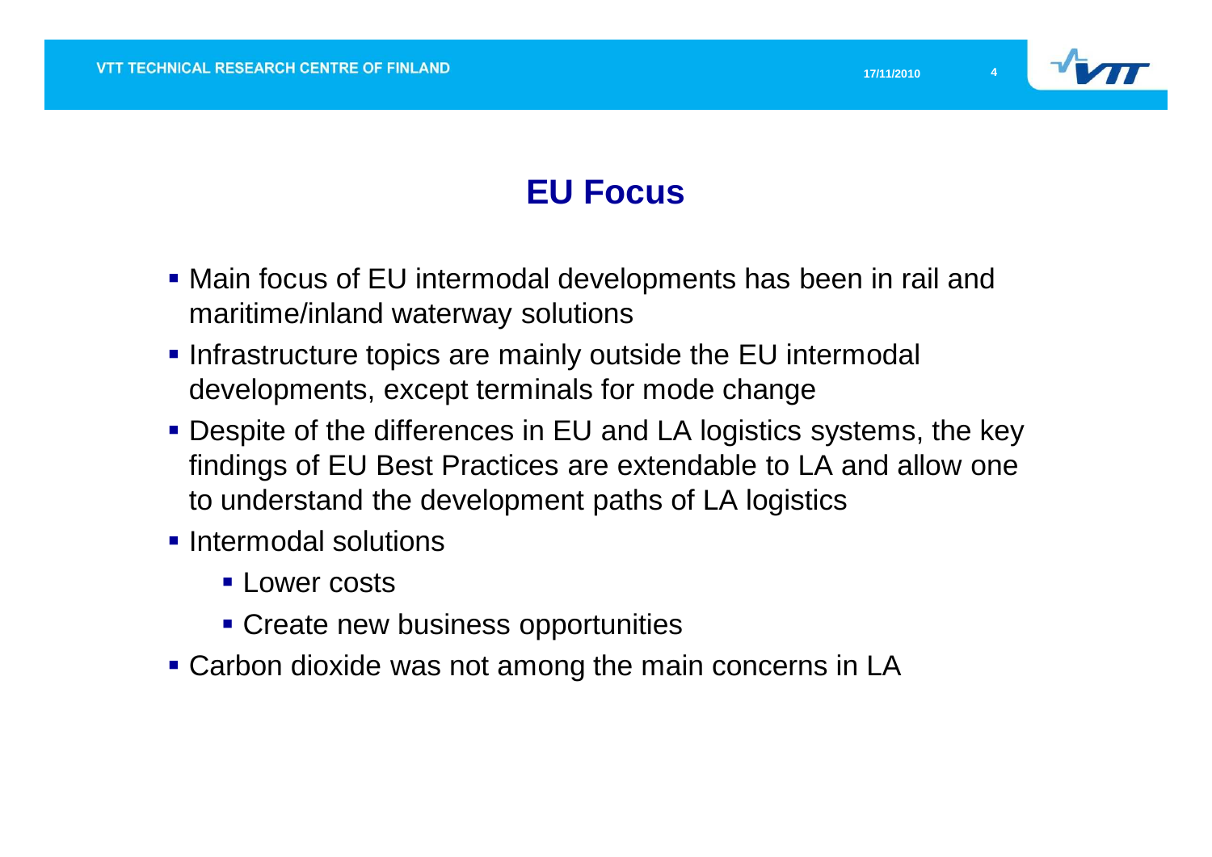# EU Focus

- Main focus of EU intermodal developments has been in rail and maritime/inland waterway solutions
- Infrastructure topics are mainly outside the EU intermodal developments, except terminals for mode change
- Despite of the differences in EU and LA logistics systems, the key findings of EU Best Practices are extendable to LA and allow one to understand the development paths of LA logistics
- Intermodal solutions
  - Lower costs
  - Create new business opportunities
- Carbon dioxide was not among the main concerns in LA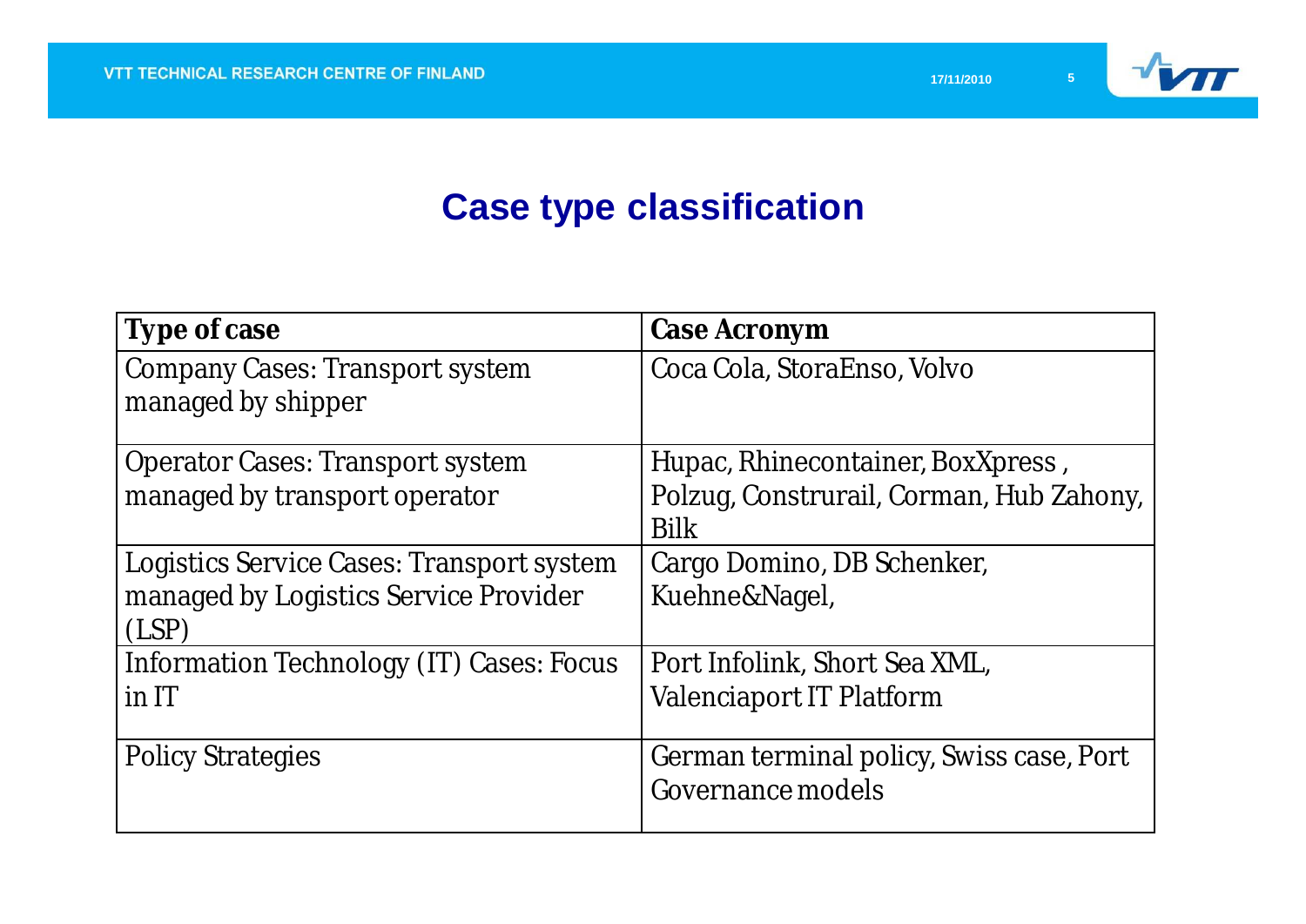# Case type classification

| Type of case | Case Acronym |
| --- | --- |
| Company Cases: Transport system managed by shipper | Coca Cola, StoraEnso, Volvo |
| Operator Cases: Transport system managed by transport operator | Hupac, Rhinecontainer, BoxXpress , Polzug, Construrail, Corman, Hub Zahony, Bilk |
| Logistics Service Cases: Transport system managed by Logistics Service Provider (LSP) | Cargo Domino, DB Schenker, Kuehne&Nagel, |
| Information Technology (IT) Cases: Focus in IT | Port Infolink, Short Sea XML, Valenciaport IT Platform |
| Policy Strategies | German terminal policy, Swiss case, Port Governance models |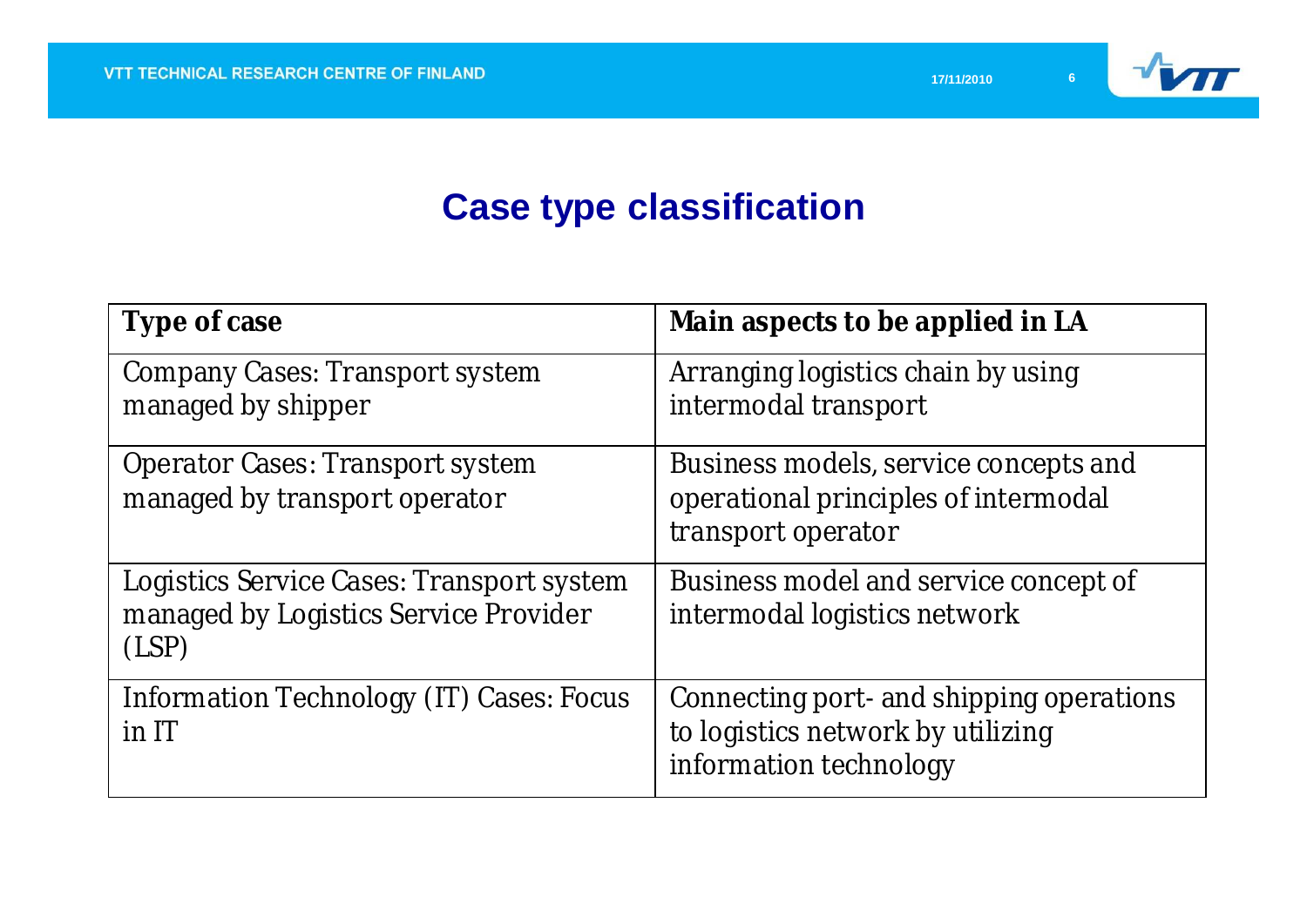# Case type classification

| Type of case | Main aspects to be applied in LA |
| --- | --- |
| Company Cases: Transport system managed by shipper | Arranging logistics chain by using intermodal transport |
| Operator Cases: Transport system managed by transport operator | Business models, service concepts and operational principles of intermodal transport operator |
| Logistics Service Cases: Transport system managed by Logistics Service Provider (LSP) | Business model and service concept of intermodal logistics network |
| Information Technology (IT) Cases: Focus in IT | Connecting port- and shipping operations to logistics network by utilizing information technology |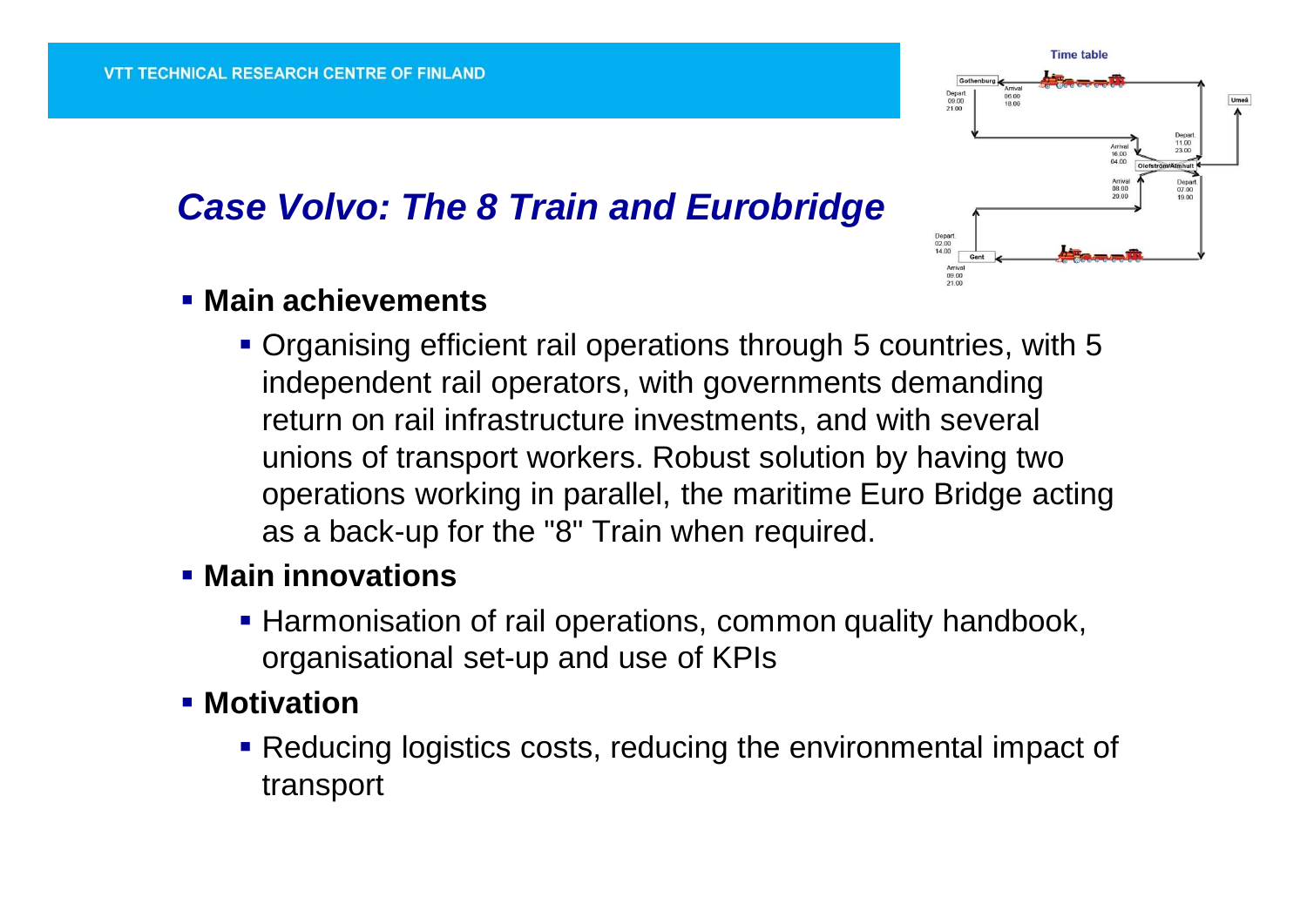## *Case Volvo: The 8 Train and Eurobridge*

- **Main achievements**
  - Organising efficient rail operations through 5 countries, with 5 independent rail operators, with governments demanding return on rail infrastructure investments, and with several unions of transport workers. Robust solution by having two operations working in parallel, the maritime Euro Bridge acting as a back-up for the "8" Train when required.
- **Main innovations**
  - Harmonisation of rail operations, common quality handbook, organisational set-up and use of KPIs
- **Motivation**
  - Reducing logistics costs, reducing the environmental impact of transport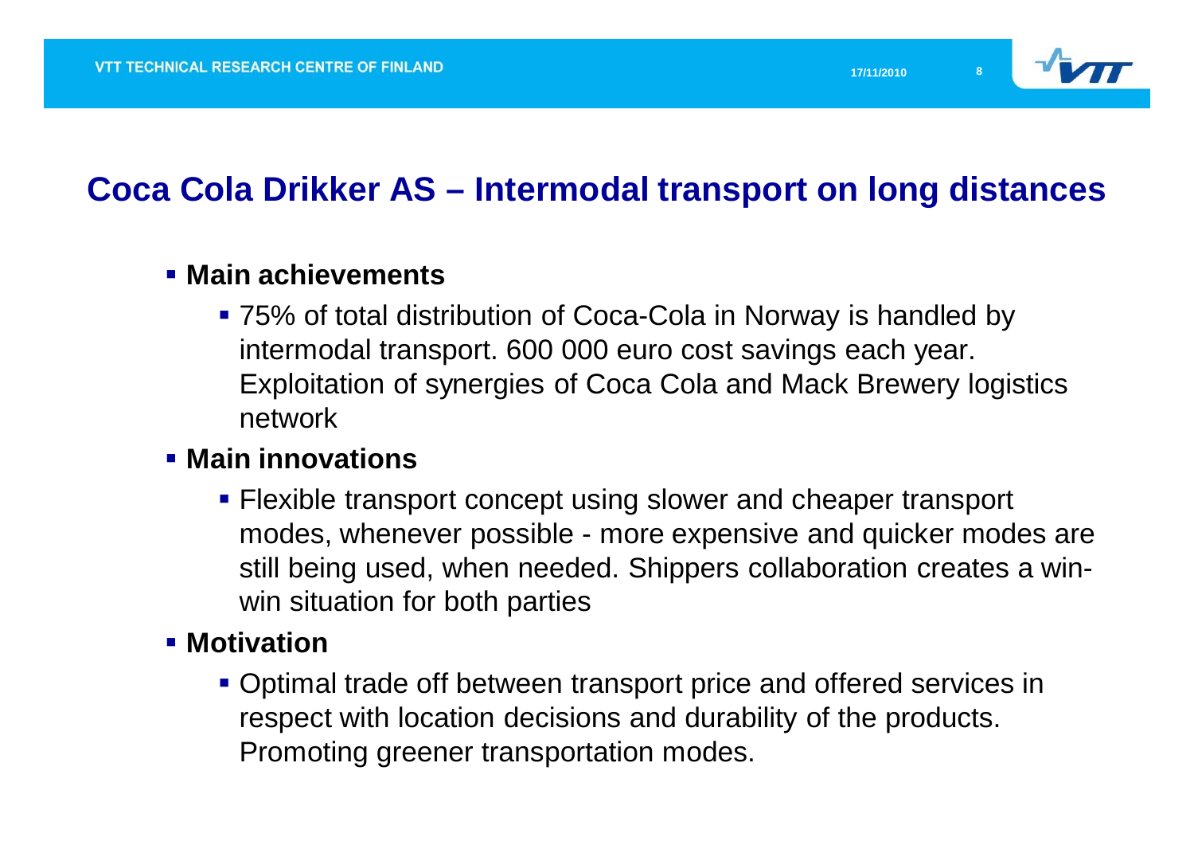# Coca Cola Drikker AS – Intermodal transport on long distances

- **Main achievements**
  - 75% of total distribution of Coca-Cola in Norway is handled by intermodal transport. 600 000 euro cost savings each year. Exploitation of synergies of Coca Cola and Mack Brewery logistics network
- **Main innovations**
  - Flexible transport concept using slower and cheaper transport modes, whenever possible - more expensive and quicker modes are still being used, when needed. Shippers collaboration creates a win-win situation for both parties
- **Motivation**
  - Optimal trade off between transport price and offered services in respect with location decisions and durability of the products. Promoting greener transportation modes.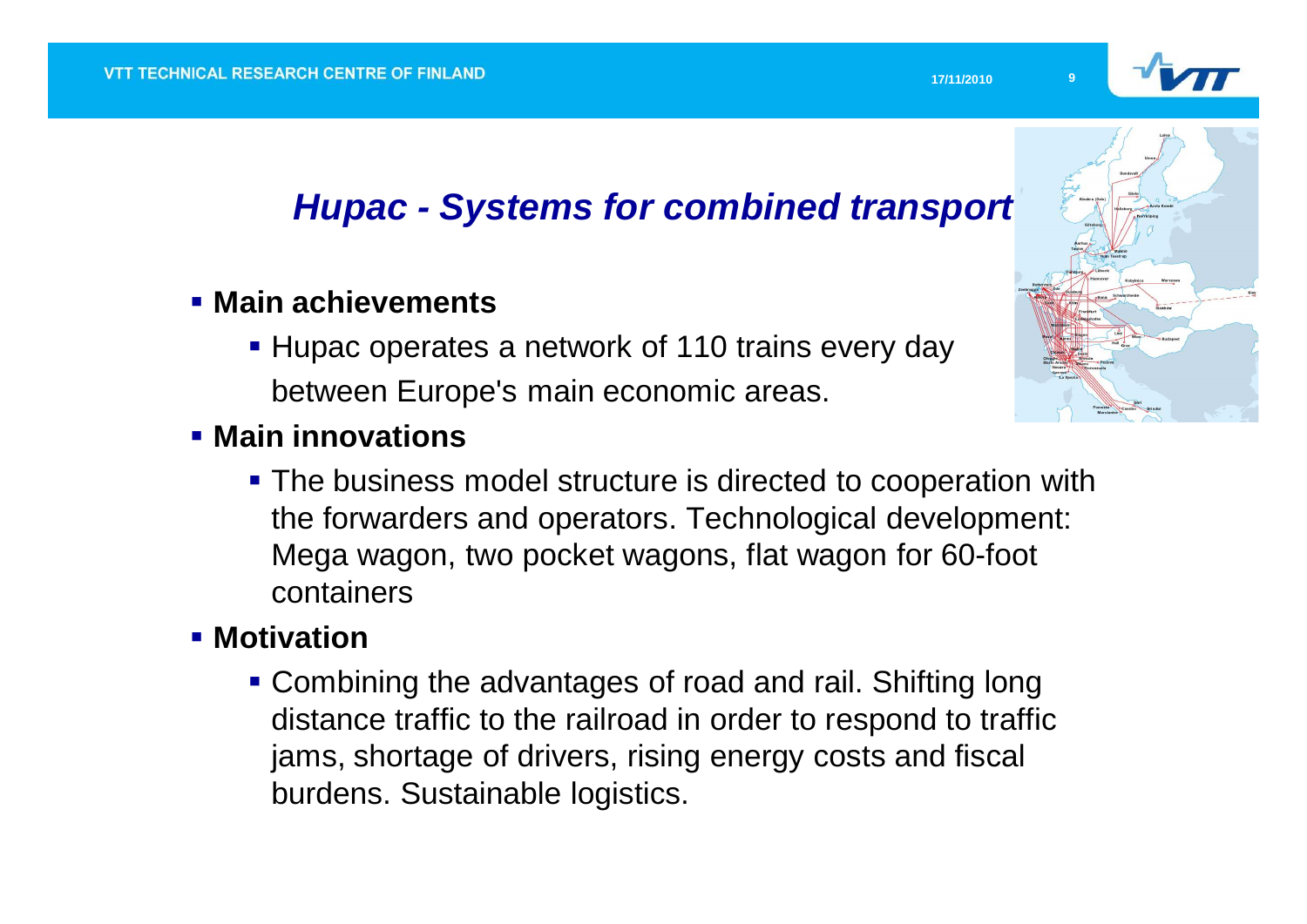# *Hupac - Systems for combined transport*

- **Main achievements**
  - Hupac operates a network of 110 trains every day between Europe's main economic areas.
- **Main innovations**
  - The business model structure is directed to cooperation with the forwarders and operators. Technological development: Mega wagon, two pocket wagons, flat wagon for 60-foot containers
- **Motivation**
  - Combining the advantages of road and rail. Shifting long distance traffic to the railroad in order to respond to traffic jams, shortage of drivers, rising energy costs and fiscal burdens. Sustainable logistics.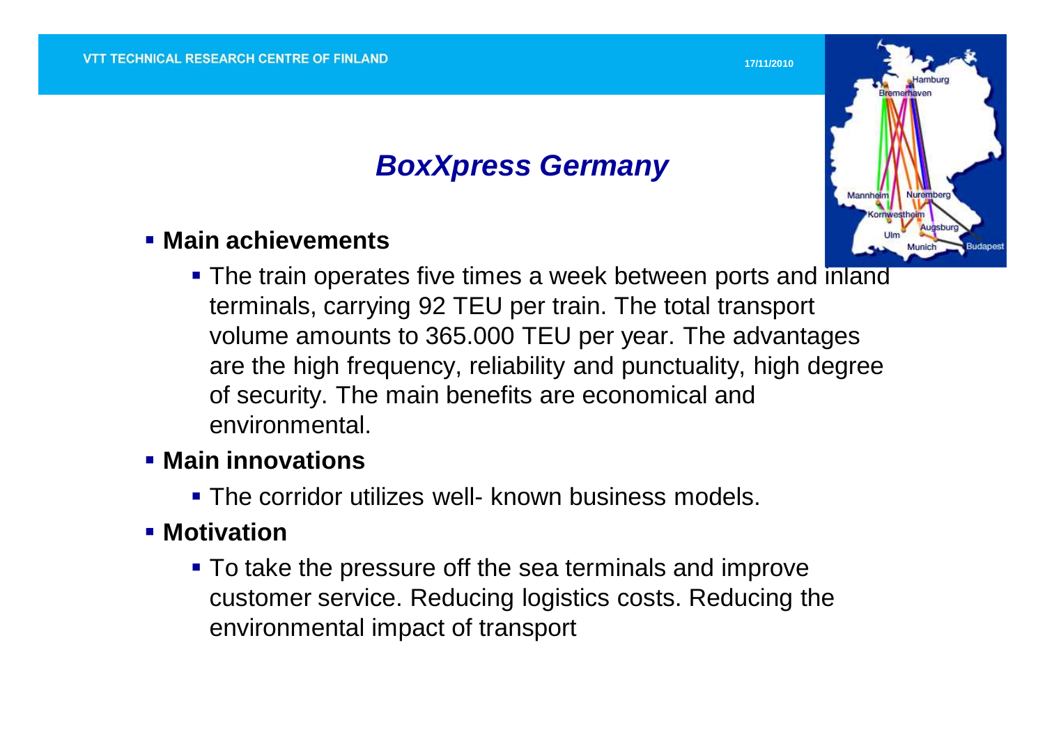# *BoxXpress Germany*

- **Main achievements**
  - The train operates five times a week between ports and inland terminals, carrying 92 TEU per train. The total transport volume amounts to 365.000 TEU per year. The advantages are the high frequency, reliability and punctuality, high degree of security. The main benefits are economical and environmental.
- **Main innovations**
  - The corridor utilizes well- known business models.
- **Motivation**
  - To take the pressure off the sea terminals and improve customer service. Reducing logistics costs. Reducing the environmental impact of transport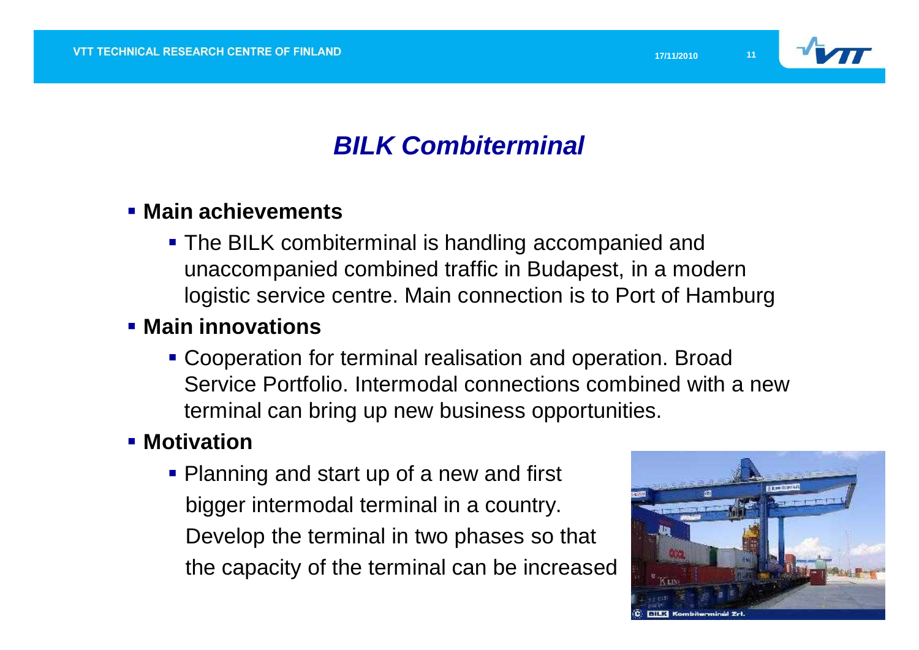# BILK Combiterminal

- **Main achievements**
  - The BILK combiterminal is handling accompanied and unaccompanied combined traffic in Budapest, in a modern logistic service centre. Main connection is to Port of Hamburg
- **Main innovations**
  - Cooperation for terminal realisation and operation. Broad Service Portfolio. Intermodal connections combined with a new terminal can bring up new business opportunities.
- **Motivation**
  - Planning and start up of a new and first bigger intermodal terminal in a country. Develop the terminal in two phases so that the capacity of the terminal can be increased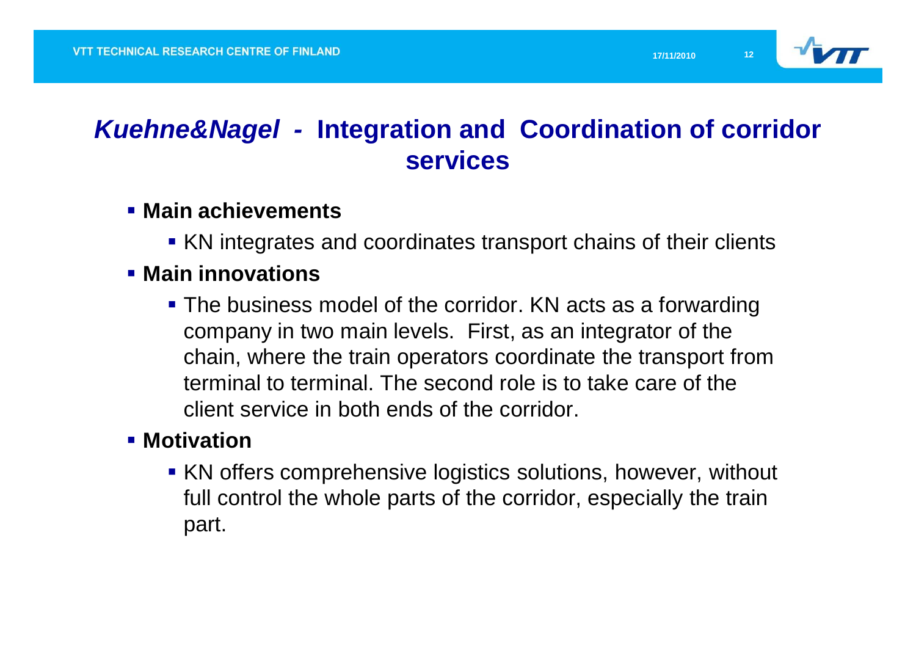# *Kuehne&Nagel -* Integration and Coordination of corridor services

- **Main achievements**
  - KN integrates and coordinates transport chains of their clients
- **Main innovations**
  - The business model of the corridor. KN acts as a forwarding company in two main levels. First, as an integrator of the chain, where the train operators coordinate the transport from terminal to terminal. The second role is to take care of the client service in both ends of the corridor.
- **Motivation**
  - KN offers comprehensive logistics solutions, however, without full control the whole parts of the corridor, especially the train part.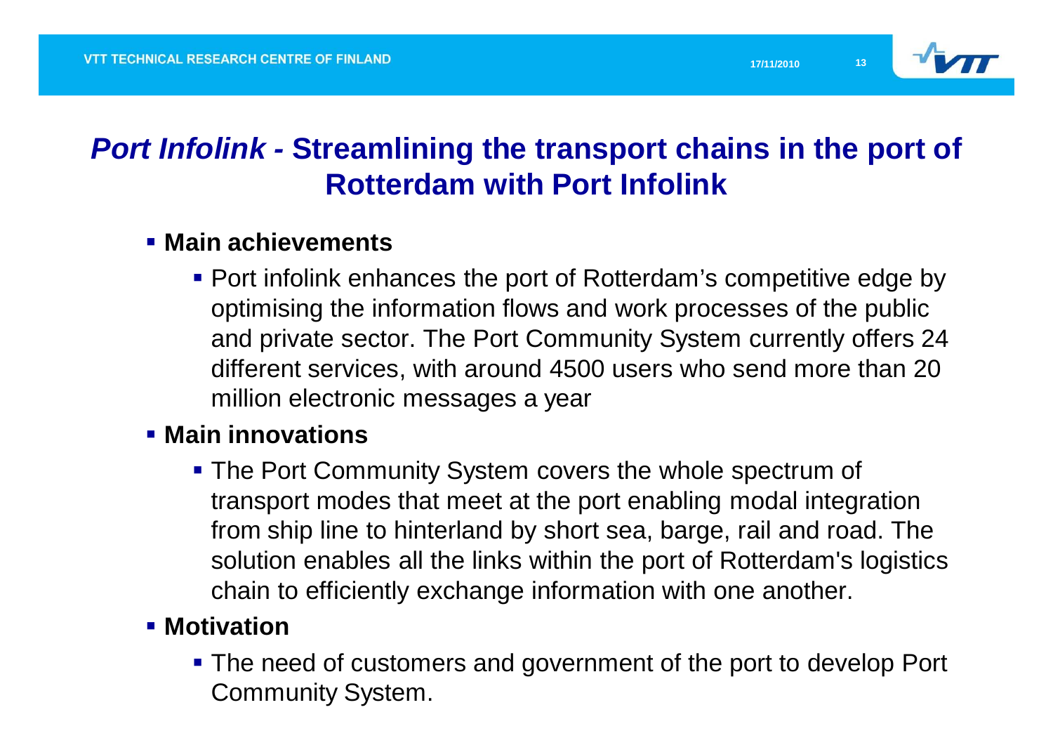# *Port Infolink -* Streamlining the transport chains in the port of Rotterdam with Port Infolink

- **Main achievements**
  - Port infolink enhances the port of Rotterdam's competitive edge by optimising the information flows and work processes of the public and private sector. The Port Community System currently offers 24 different services, with around 4500 users who send more than 20 million electronic messages a year
- **Main innovations**
  - The Port Community System covers the whole spectrum of transport modes that meet at the port enabling modal integration from ship line to hinterland by short sea, barge, rail and road. The solution enables all the links within the port of Rotterdam's logistics chain to efficiently exchange information with one another.
- **Motivation**
  - The need of customers and government of the port to develop Port Community System.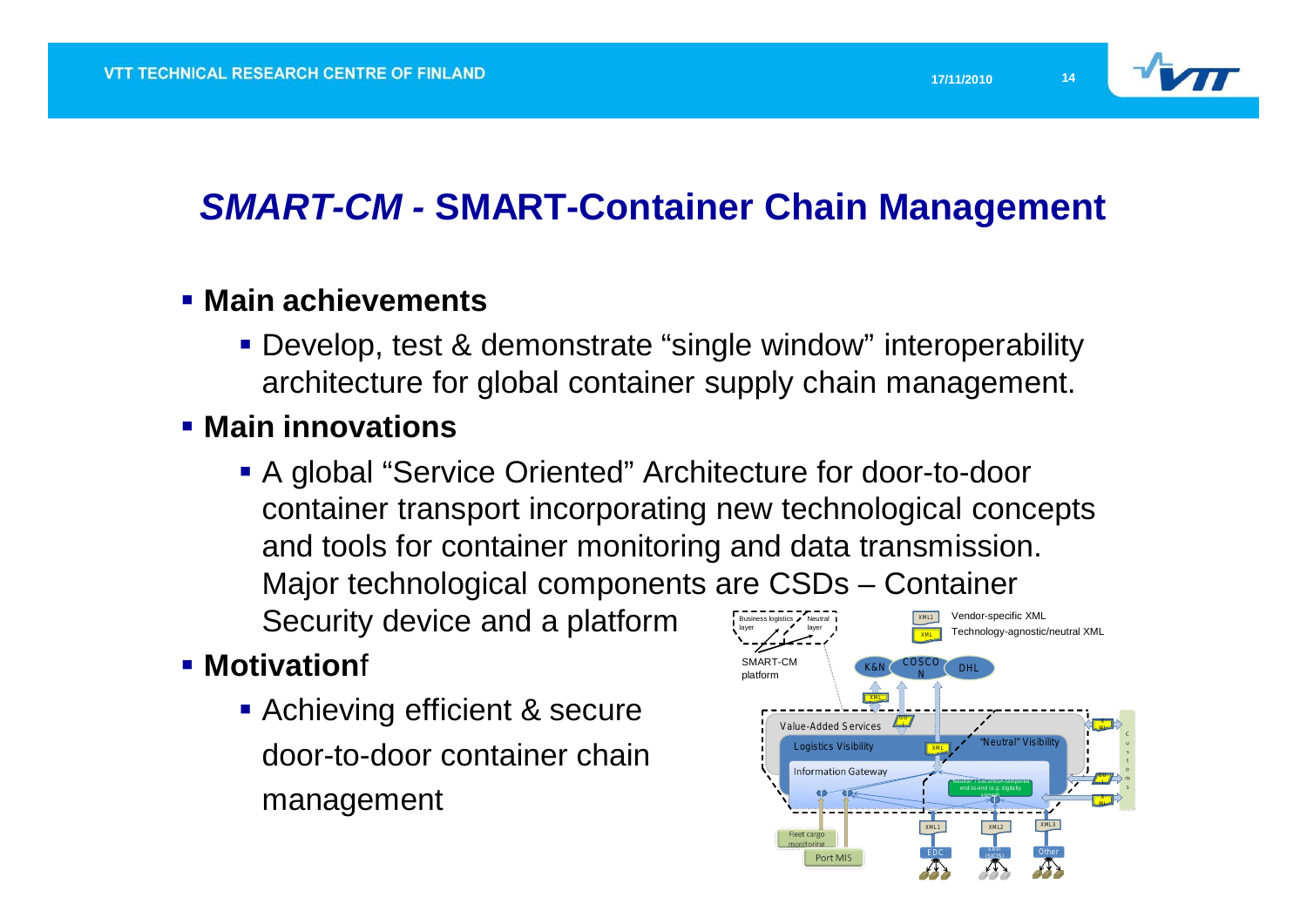## *SMART-CM -* SMART-Container Chain Management

- **Main achievements**
  - Develop, test & demonstrate “single window” interoperability architecture for global container supply chain management.
- **Main innovations**
  - A global “Service Oriented” Architecture for door-to-door container transport incorporating new technological concepts and tools for container monitoring and data transmission. Major technological components are CSDs – Container Security device and a platform
- **Motivation**f
  - Achieving efficient & secure door-to-door container chain management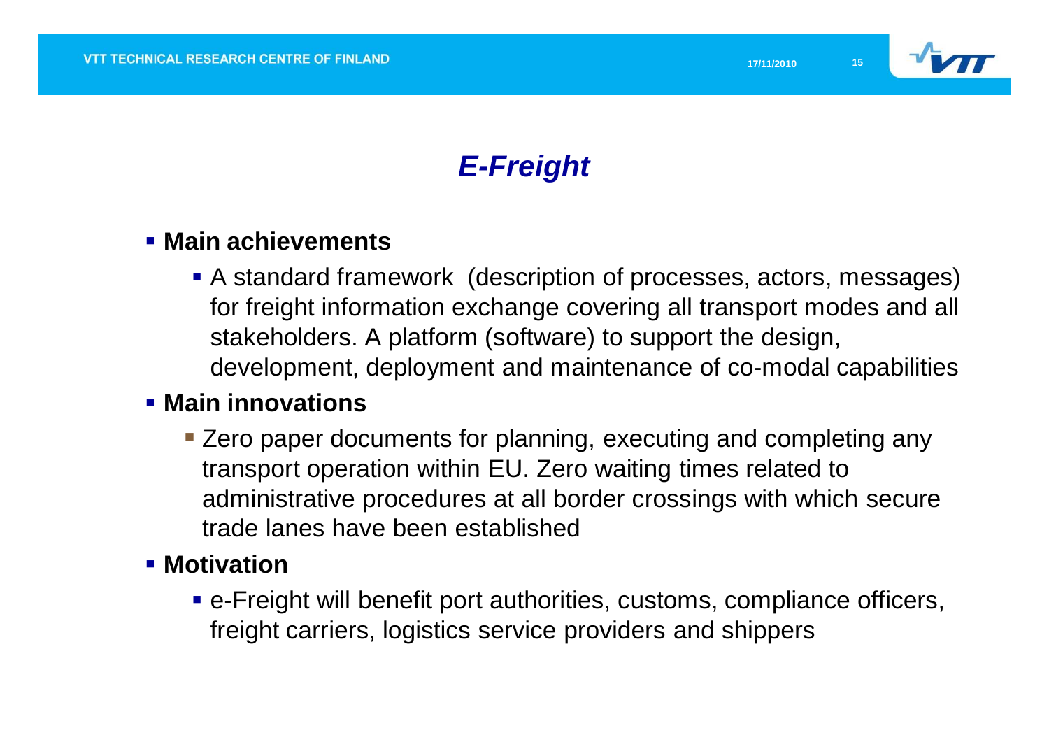# *E-Freight*

- **Main achievements**
  - A standard framework (description of processes, actors, messages) for freight information exchange covering all transport modes and all stakeholders. A platform (software) to support the design, development, deployment and maintenance of co-modal capabilities
- **Main innovations**
  - Zero paper documents for planning, executing and completing any transport operation within EU. Zero waiting times related to administrative procedures at all border crossings with which secure trade lanes have been established
- **Motivation**
  - e-Freight will benefit port authorities, customs, compliance officers, freight carriers, logistics service providers and shippers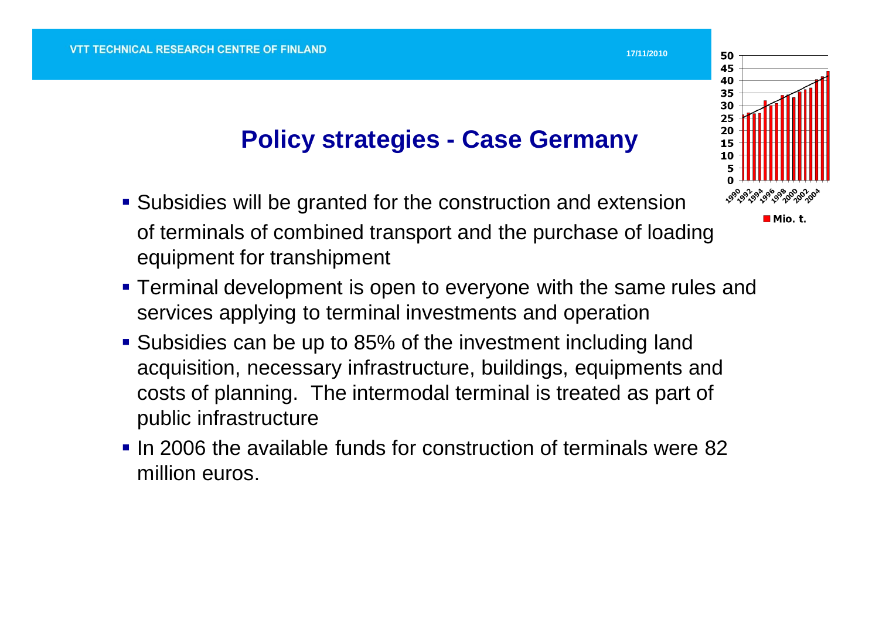## Policy strategies - Case Germany

- Subsidies will be granted for the construction and extension of terminals of combined transport and the purchase of loading equipment for transhipment
- Terminal development is open to everyone with the same rules and services applying to terminal investments and operation
- Subsidies can be up to 85% of the investment including land acquisition, necessary infrastructure, buildings, equipments and costs of planning. The intermodal terminal is treated as part of public infrastructure
- In 2006 the available funds for construction of terminals were 82 million euros.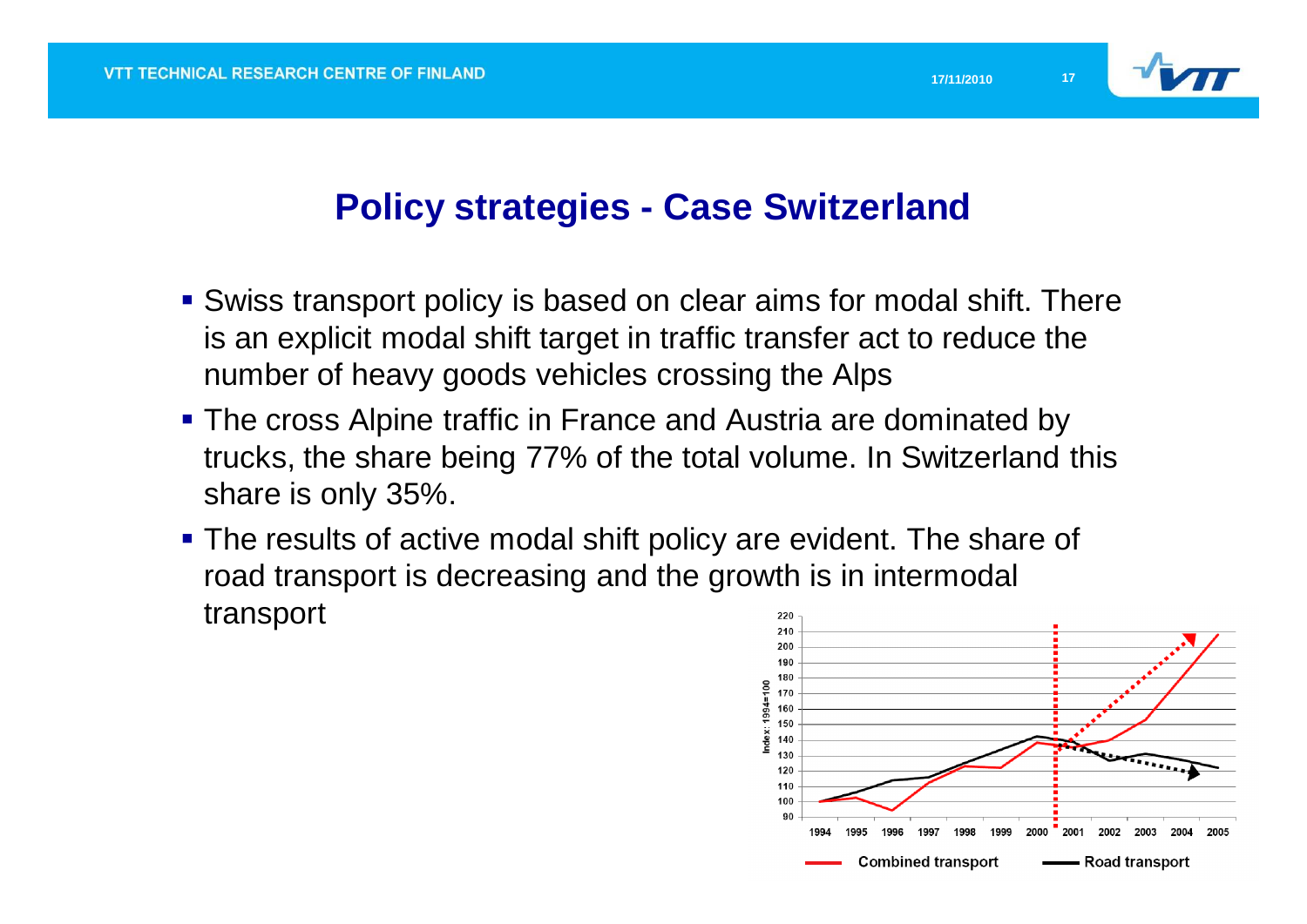## Policy strategies - Case Switzerland

- Swiss transport policy is based on clear aims for modal shift. There is an explicit modal shift target in traffic transfer act to reduce the number of heavy goods vehicles crossing the Alps
- The cross Alpine traffic in France and Austria are dominated by trucks, the share being 77% of the total volume. In Switzerland this share is only 35%.
- The results of active modal shift policy are evident. The share of road transport is decreasing and the growth is in intermodal transport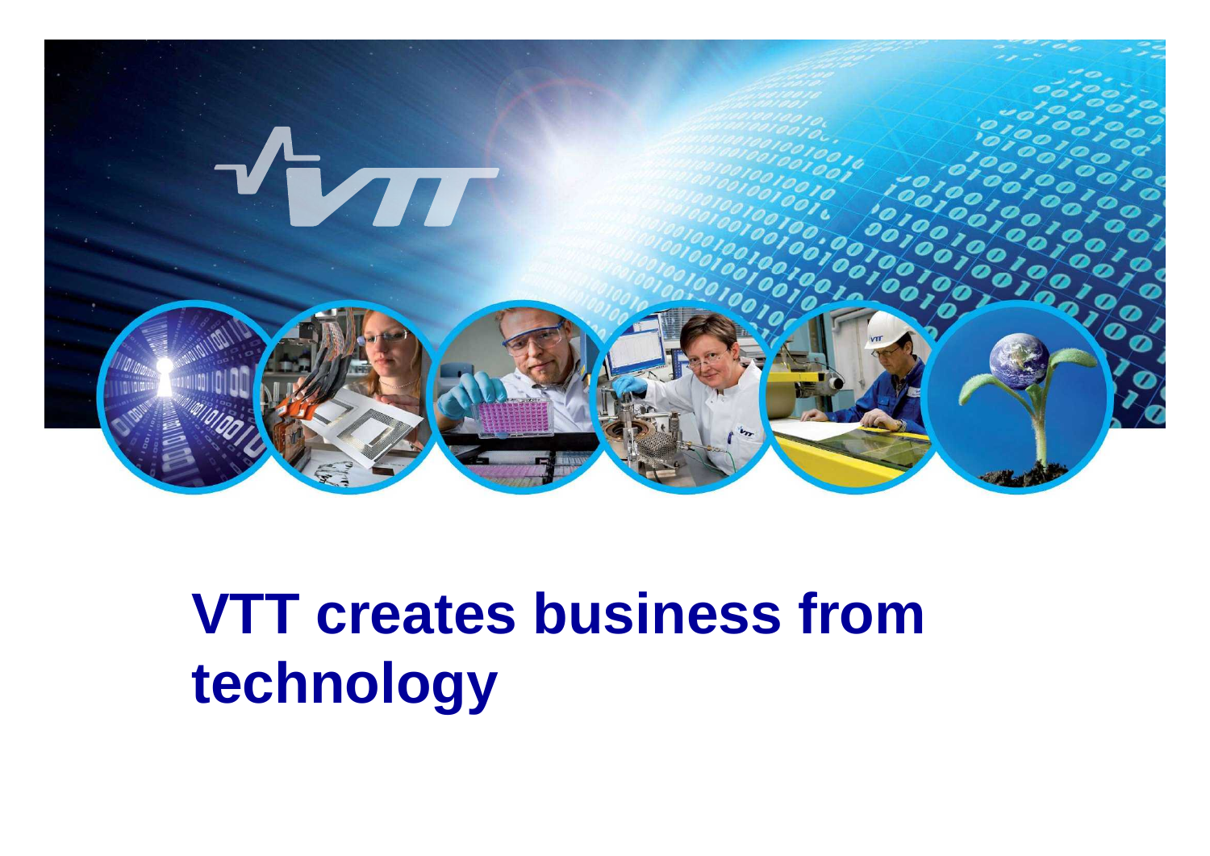# VTT creates business from technology